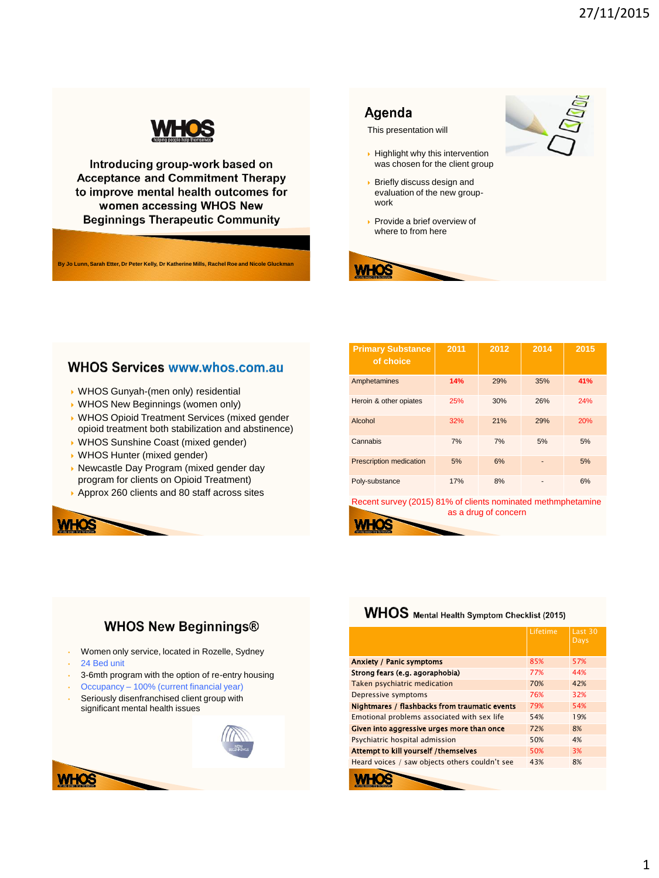# Introducing group-work based on Acceptance and Commitment Therapy to improve mental health outcomes for women accessing WHOS New Beginnings Therapeutic Community

By Jo Lunn, Sarah Etter, Dr Peter Kelly, Dr Katherine Mills, Rachel Roe and Nicole Gluckman

## Agenda

This presentation will

- Highlight why this intervention was chosen for the client group
- Briefly discuss design and evaluation of the new group-work
- Provide a brief overview of where to from here

## WHOS Services www.whos.com.au

- WHOS Gunyah-(men only) residential
- WHOS New Beginnings (women only)
- WHOS Opioid Treatment Services (mixed gender opioid treatment both stabilization and abstinence)
- WHOS Sunshine Coast (mixed gender)
- WHOS Hunter (mixed gender)
- Newcastle Day Program (mixed gender day program for clients on Opioid Treatment)
- Approx 260 clients and 80 staff across sites

| Primary Substance of choice | 2011 | 2012 | 2014 | 2015 |
|---|---|---|---|---|
| Amphetamines | 14% | 29% | 35% | 41% |
| Heroin & other opiates | 25% | 30% | 26% | 24% |
| Alcohol | 32% | 21% | 29% | 20% |
| Cannabis | 7% | 7% | 5% | 5% |
| Prescription medication | 5% | 6% | - | 5% |
| Poly-substance | 17% | 8% | - | 6% |

Recent survey (2015) 81% of clients nominated methmphetamine as a drug of concern

## WHOS New Beginnings®

- Women only service, located in Rozelle, Sydney
- 24 Bed unit
- 3-6mth program with the option of re-entry housing
- Occupancy – 100% (current financial year)
- Seriously disenfranchised client group with significant mental health issues

## WHOS Mental Health Symptom Checklist (2015)

| | Lifetime | Last 30 Days |
|---|---|---|
| **Anxiety / Panic symptoms** | 85% | 57% |
| **Strong fears (e.g. agoraphobia)** | 77% | 44% |
| Taken psychiatric medication | 70% | 42% |
| Depressive symptoms | 76% | 32% |
| **Nightmares / flashbacks from traumatic events** | 79% | 54% |
| Emotional problems associated with sex life | 54% | 19% |
| **Given into aggressive urges more than once** | 72% | 8% |
| Psychiatric hospital admission | 50% | 4% |
| **Attempt to kill yourself /themselves** | 50% | 3% |
| Heard voices / saw objects others couldn't see | 43% | 8% |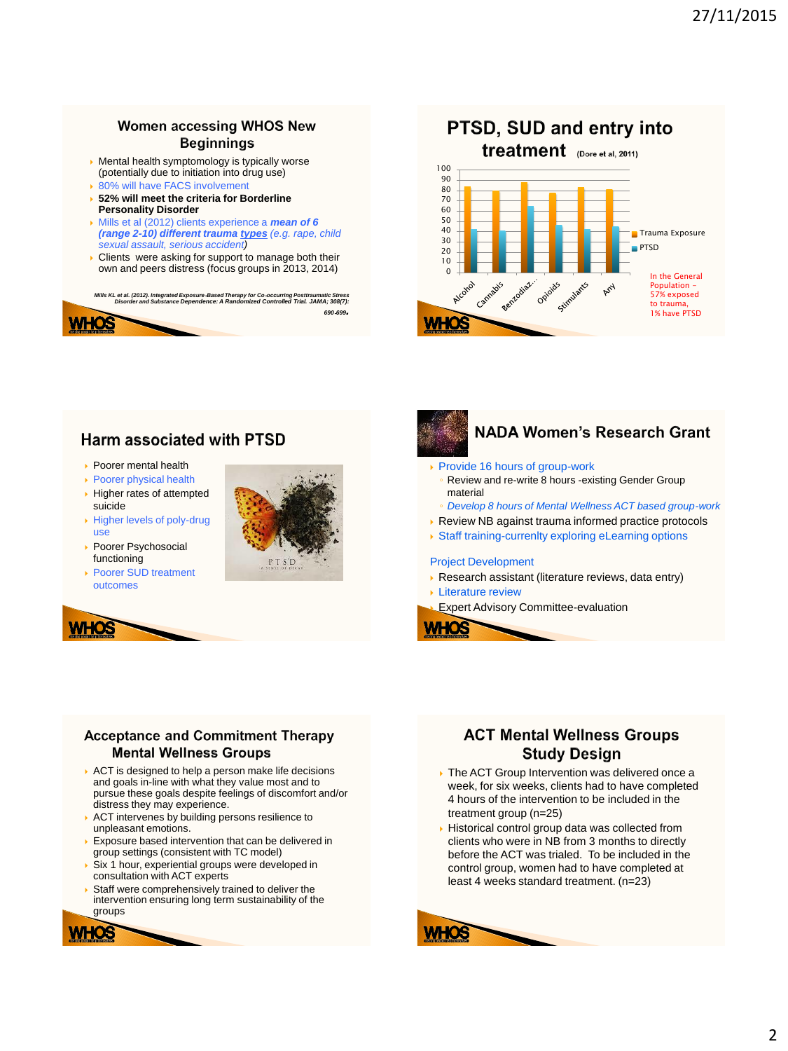## Women accessing WHOS New Beginnings

- Mental health symptomology is typically worse (potentially due to initiation into drug use)
- 80% will have FACS involvement
- **52% will meet the criteria for Borderline Personality Disorder**
- Mills et al (2012) clients experience a ***mean of 6 (range 2-10) different trauma types*** *(e.g. rape, child sexual assault, serious accident)*
- Clients were asking for support to manage both their own and peers distress (focus groups in 2013, 2014)

*Mills KL et al. (2012). Integrated Exposure-Based Therapy for Co-occurring Posttraumatic Stress Disorder and Substance Dependence: A Randomized Controlled Trial. JAMA; 308(7): 690-699.*

## PTSD, SUD and entry into treatment (Dore et al, 2011)

| | Trauma Exposure | PTSD |
|---|---|---|
| Alcohol | ~84 | ~43 |
| Cannabis | ~80 | ~41 |
| Benzodiaz... | ~87 | ~65 |
| Opioids | ~78 | ~46 |
| Stimulants | ~83 | ~43 |
| Any | ~81 | ~45 |

In the General Population – 57% exposed to trauma, 1% have PTSD

## Harm associated with PTSD

- Poorer mental health
- Poorer physical health
- Higher rates of attempted suicide
- Higher levels of poly-drug use
- Poorer Psychosocial functioning
- Poorer SUD treatment outcomes

## NADA Women's Research Grant

- Provide 16 hours of group-work
  - Review and re-write 8 hours -existing Gender Group material
  - *Develop 8 hours of Mental Wellness ACT based group-work*
- Review NB against trauma informed practice protocols
- Staff training-currenlty exploring eLearning options

Project Development

- Research assistant (literature reviews, data entry)
- Literature review
- Expert Advisory Committee-evaluation

## Acceptance and Commitment Therapy Mental Wellness Groups

- ACT is designed to help a person make life decisions and goals in-line with what they value most and to pursue these goals despite feelings of discomfort and/or distress they may experience.
- ACT intervenes by building persons resilience to unpleasant emotions.
- Exposure based intervention that can be delivered in group settings (consistent with TC model)
- Six 1 hour, experiential groups were developed in consultation with ACT experts
- Staff were comprehensively trained to deliver the intervention ensuring long term sustainability of the groups

## ACT Mental Wellness Groups Study Design

- The ACT Group Intervention was delivered once a week, for six weeks, clients had to have completed 4 hours of the intervention to be included in the treatment group (n=25)
- Historical control group data was collected from clients who were in NB from 3 months to directly before the ACT was trialed. To be included in the control group, women had to have completed at least 4 weeks standard treatment. (n=23)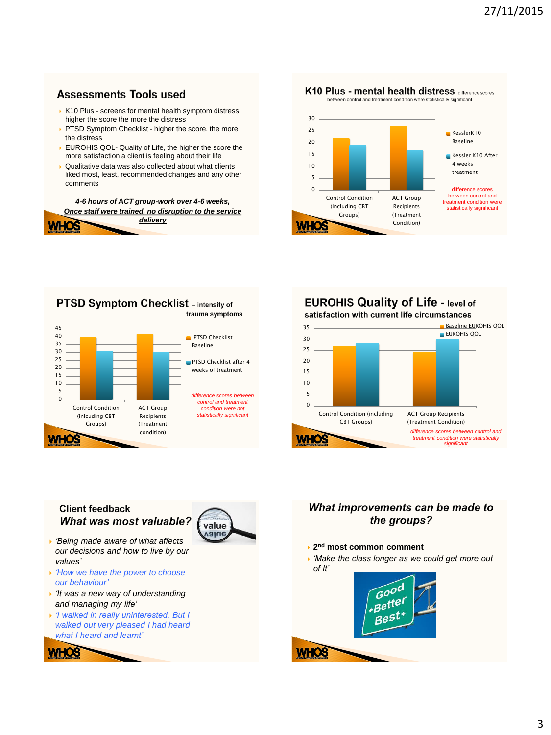## Assessments Tools used

- K10 Plus - screens for mental health symptom distress, higher the score the more the distress
- PTSD Symptom Checklist - higher the score, the more the distress
- EUROHIS QOL- Quality of Life, the higher the score the more satisfaction a client is feeling about their life
- Qualitative data was also collected about what clients liked most, least, recommended changes and any other comments

*4-6 hours of ACT group-work over 4-6 weeks,*
***Once staff were trained, no disruption to the service delivery***

## K10 Plus - mental health distress

difference scores between control and treatment condition were statistically significant

| | Kessler K10 Baseline | Kessler K10 After 4 weeks treatment |
|---|---|---|
| Control Condition (Including CBT Groups) | ~22 | ~19 |
| ACT Group Recipients (Treatment Condition) | ~27 | ~17 |

difference scores between control and treatment condition were statistically significant

## PTSD Symptom Checklist – intensity of trauma symptoms

| | PTSD Checklist Baseline | PTSD Checklist after 4 weeks of treatment |
|---|---|---|
| Control Condition (inlcuding CBT Groups) | ~40 | ~31 |
| ACT Group Recipients (Treatment condition) | ~42 | ~30 |

*difference scores between control and treatment condition were not statistically significant*

## EUROHIS Quality of Life - level of satisfaction with current life circumstances

| | Baseline EUROHIS QOL | EUROHIS QOL |
|---|---|---|
| Control Condition (including CBT Groups) | ~27 | ~28 |
| ACT Group Recipients (Treatment Condition) | ~24 | ~30 |

*difference scores between control and treatment condition were statistically significant*

## Client feedback
## *What was most valuable?*

- *'Being made aware of what affects our decisions and how to live by our values'*
- *'How we have the power to choose our behaviour'*
- *'It was a new way of understanding and managing my life'*
- *'I walked in really uninterested. But I walked out very pleased I had heard what I heard and learnt'*

## *What improvements can be made to the groups?*

- **2nd most common comment**
- *'Make the class longer as we could get more out of It'*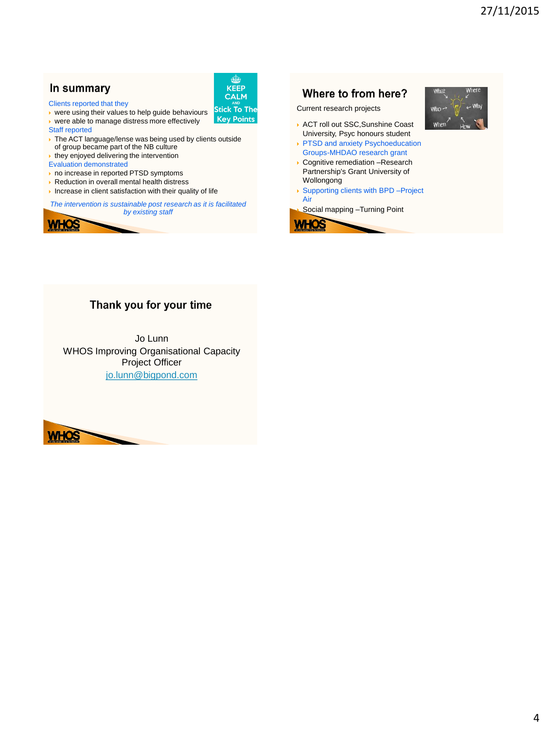## In summary

Clients reported that they

- were using their values to help guide behaviours
- were able to manage distress more effectively

Staff reported

- The ACT language/lense was being used by clients outside of group became part of the NB culture
- they enjoyed delivering the intervention

Evaluation demonstrated

- no increase in reported PTSD symptoms
- Reduction in overall mental health distress
- Increase in client satisfaction with their quality of life

*The intervention is sustainable post research as it is facilitated by existing staff*

## Where to from here?

Current research projects

- ACT roll out SSC,Sunshine Coast University, Psyc honours student
- PTSD and anxiety Psychoeducation Groups-MHDAO research grant
- Cognitive remediation –Research Partnership's Grant University of Wollongong
- Supporting clients with BPD –Project Air
- Social mapping –Turning Point

## Thank you for your time

Jo Lunn
WHOS Improving Organisational Capacity Project Officer
jo.lunn@bigpond.com